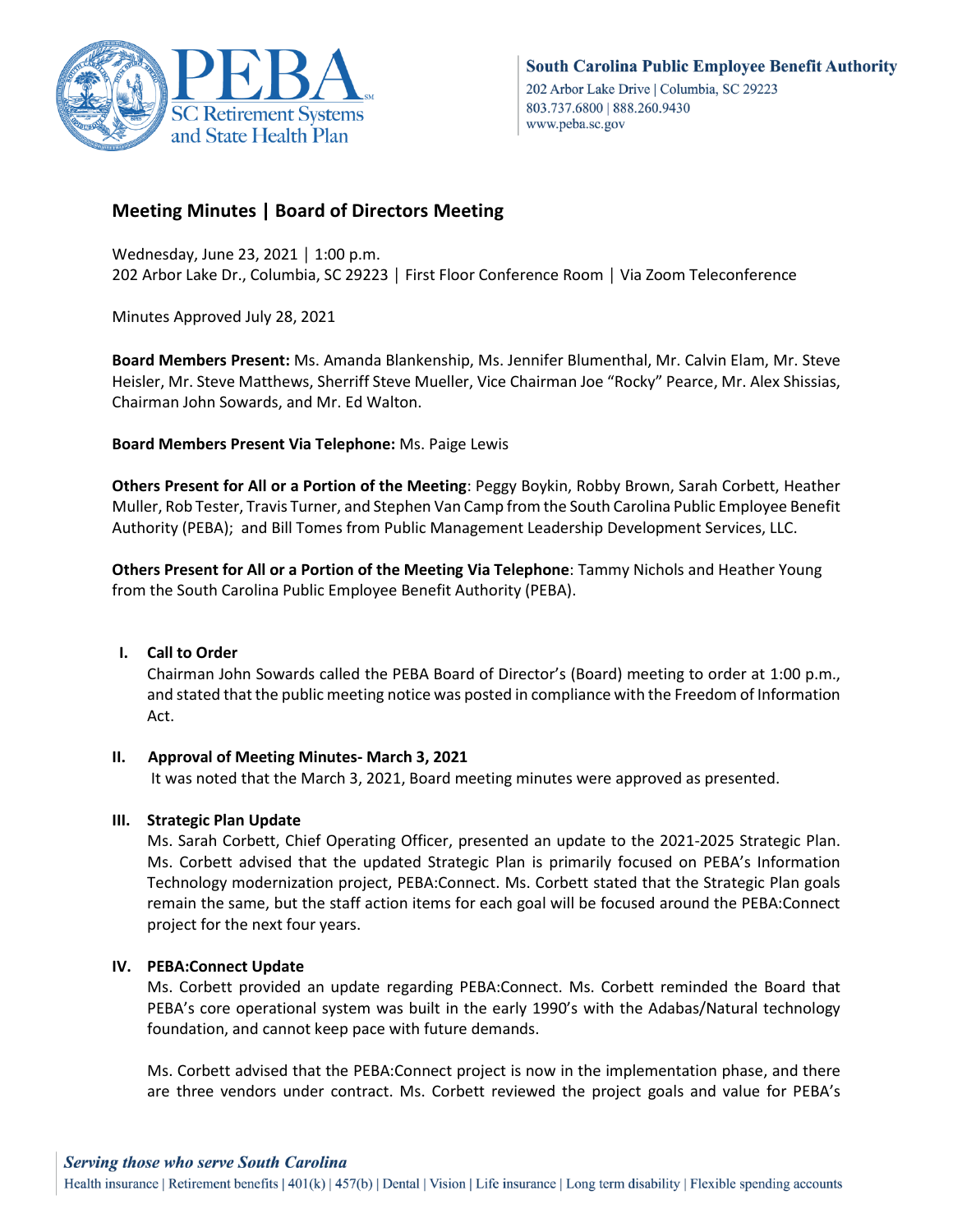# Meeting Minutes | Board of Directors Meeting

Wednesday, June 23, 2021 │ 1:00 p.m.
202 Arbor Lake Dr., Columbia, SC 29223 │ First Floor Conference Room │ Via Zoom Teleconference

Minutes Approved July 28, 2021

**Board Members Present:** Ms. Amanda Blankenship, Ms. Jennifer Blumenthal, Mr. Calvin Elam, Mr. Steve Heisler, Mr. Steve Matthews, Sherriff Steve Mueller, Vice Chairman Joe "Rocky" Pearce, Mr. Alex Shissias, Chairman John Sowards, and Mr. Ed Walton.

**Board Members Present Via Telephone:** Ms. Paige Lewis

**Others Present for All or a Portion of the Meeting**: Peggy Boykin, Robby Brown, Sarah Corbett, Heather Muller, Rob Tester, Travis Turner, and Stephen Van Camp from the South Carolina Public Employee Benefit Authority (PEBA); and Bill Tomes from Public Management Leadership Development Services, LLC.

**Others Present for All or a Portion of the Meeting Via Telephone**: Tammy Nichols and Heather Young from the South Carolina Public Employee Benefit Authority (PEBA).

## I. Call to Order

Chairman John Sowards called the PEBA Board of Director's (Board) meeting to order at 1:00 p.m., and stated that the public meeting notice was posted in compliance with the Freedom of Information Act.

## II. Approval of Meeting Minutes- March 3, 2021

It was noted that the March 3, 2021, Board meeting minutes were approved as presented.

## III. Strategic Plan Update

Ms. Sarah Corbett, Chief Operating Officer, presented an update to the 2021-2025 Strategic Plan. Ms. Corbett advised that the updated Strategic Plan is primarily focused on PEBA's Information Technology modernization project, PEBA:Connect. Ms. Corbett stated that the Strategic Plan goals remain the same, but the staff action items for each goal will be focused around the PEBA:Connect project for the next four years.

## IV. PEBA:Connect Update

Ms. Corbett provided an update regarding PEBA:Connect. Ms. Corbett reminded the Board that PEBA's core operational system was built in the early 1990's with the Adabas/Natural technology foundation, and cannot keep pace with future demands.

Ms. Corbett advised that the PEBA:Connect project is now in the implementation phase, and there are three vendors under contract. Ms. Corbett reviewed the project goals and value for PEBA's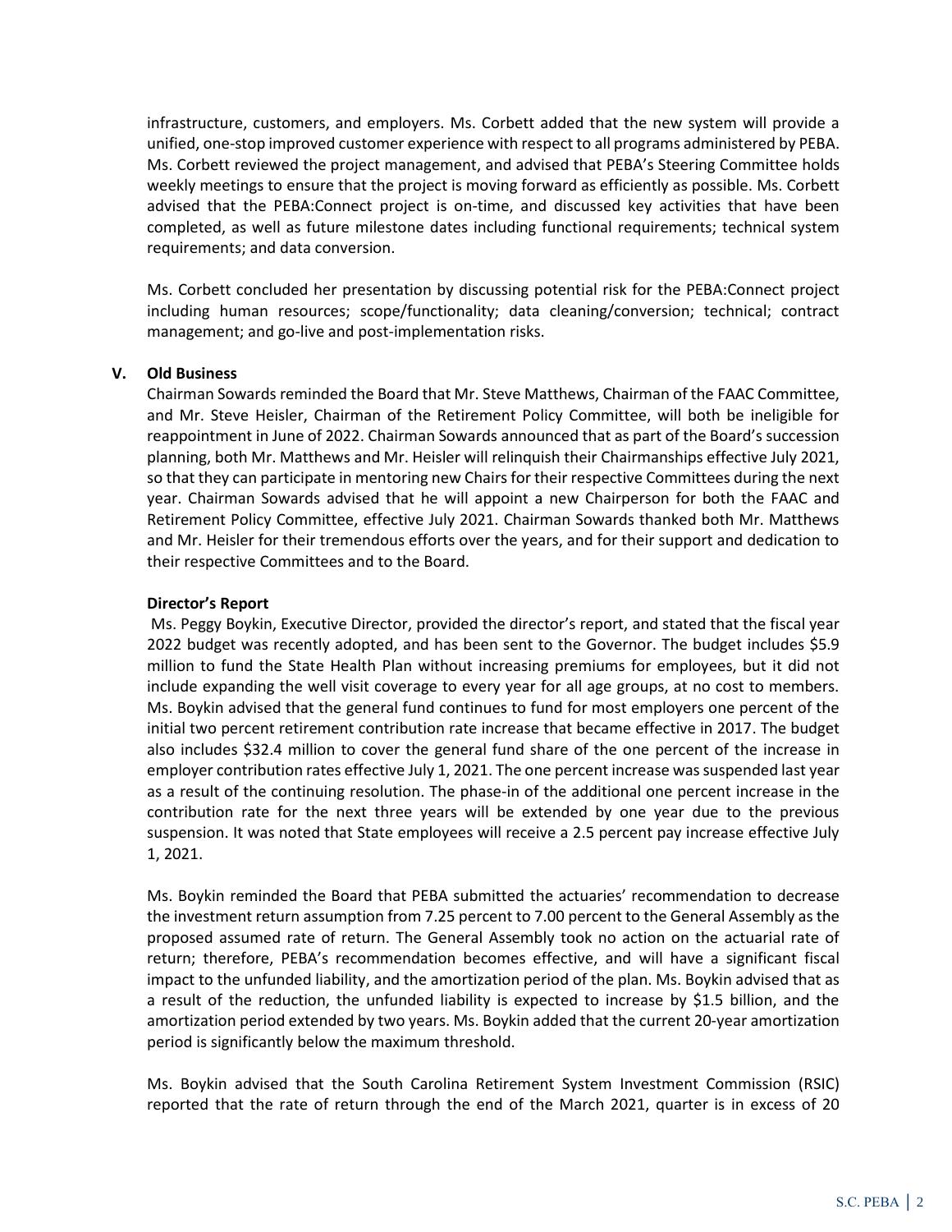infrastructure, customers, and employers. Ms. Corbett added that the new system will provide a unified, one-stop improved customer experience with respect to all programs administered by PEBA. Ms. Corbett reviewed the project management, and advised that PEBA's Steering Committee holds weekly meetings to ensure that the project is moving forward as efficiently as possible. Ms. Corbett advised that the PEBA:Connect project is on-time, and discussed key activities that have been completed, as well as future milestone dates including functional requirements; technical system requirements; and data conversion.

Ms. Corbett concluded her presentation by discussing potential risk for the PEBA:Connect project including human resources; scope/functionality; data cleaning/conversion; technical; contract management; and go-live and post-implementation risks.

## V. Old Business

Chairman Sowards reminded the Board that Mr. Steve Matthews, Chairman of the FAAC Committee, and Mr. Steve Heisler, Chairman of the Retirement Policy Committee, will both be ineligible for reappointment in June of 2022. Chairman Sowards announced that as part of the Board's succession planning, both Mr. Matthews and Mr. Heisler will relinquish their Chairmanships effective July 2021, so that they can participate in mentoring new Chairs for their respective Committees during the next year. Chairman Sowards advised that he will appoint a new Chairperson for both the FAAC and Retirement Policy Committee, effective July 2021. Chairman Sowards thanked both Mr. Matthews and Mr. Heisler for their tremendous efforts over the years, and for their support and dedication to their respective Committees and to the Board.

### Director's Report

Ms. Peggy Boykin, Executive Director, provided the director's report, and stated that the fiscal year 2022 budget was recently adopted, and has been sent to the Governor. The budget includes $5.9 million to fund the State Health Plan without increasing premiums for employees, but it did not include expanding the well visit coverage to every year for all age groups, at no cost to members. Ms. Boykin advised that the general fund continues to fund for most employers one percent of the initial two percent retirement contribution rate increase that became effective in 2017. The budget also includes $32.4 million to cover the general fund share of the one percent of the increase in employer contribution rates effective July 1, 2021. The one percent increase was suspended last year as a result of the continuing resolution. The phase-in of the additional one percent increase in the contribution rate for the next three years will be extended by one year due to the previous suspension. It was noted that State employees will receive a 2.5 percent pay increase effective July 1, 2021.

Ms. Boykin reminded the Board that PEBA submitted the actuaries' recommendation to decrease the investment return assumption from 7.25 percent to 7.00 percent to the General Assembly as the proposed assumed rate of return. The General Assembly took no action on the actuarial rate of return; therefore, PEBA's recommendation becomes effective, and will have a significant fiscal impact to the unfunded liability, and the amortization period of the plan. Ms. Boykin advised that as a result of the reduction, the unfunded liability is expected to increase by $1.5 billion, and the amortization period extended by two years. Ms. Boykin added that the current 20-year amortization period is significantly below the maximum threshold.

Ms. Boykin advised that the South Carolina Retirement System Investment Commission (RSIC) reported that the rate of return through the end of the March 2021, quarter is in excess of 20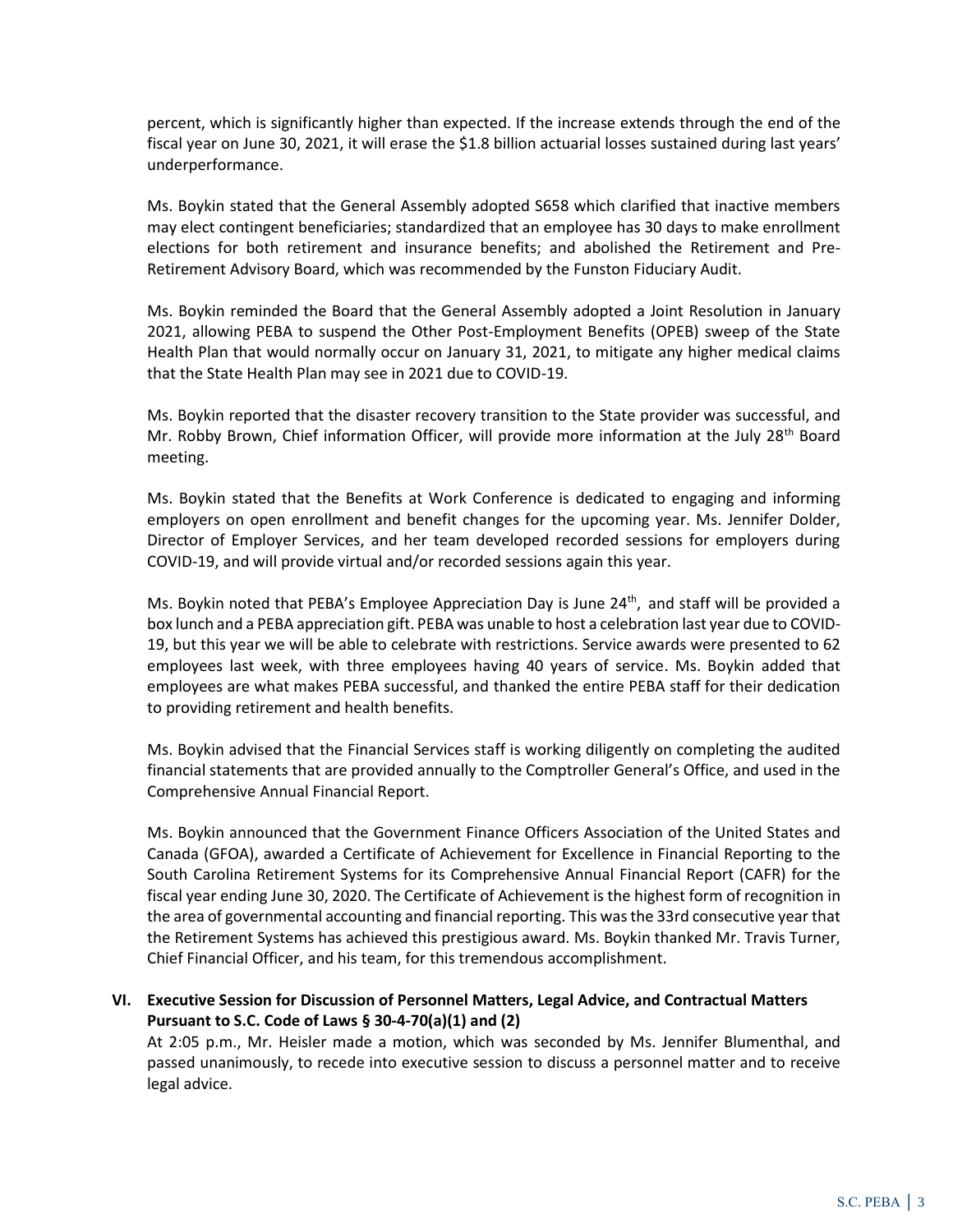percent, which is significantly higher than expected. If the increase extends through the end of the fiscal year on June 30, 2021, it will erase the $1.8 billion actuarial losses sustained during last years' underperformance.

Ms. Boykin stated that the General Assembly adopted S658 which clarified that inactive members may elect contingent beneficiaries; standardized that an employee has 30 days to make enrollment elections for both retirement and insurance benefits; and abolished the Retirement and Pre-Retirement Advisory Board, which was recommended by the Funston Fiduciary Audit.

Ms. Boykin reminded the Board that the General Assembly adopted a Joint Resolution in January 2021, allowing PEBA to suspend the Other Post-Employment Benefits (OPEB) sweep of the State Health Plan that would normally occur on January 31, 2021, to mitigate any higher medical claims that the State Health Plan may see in 2021 due to COVID-19.

Ms. Boykin reported that the disaster recovery transition to the State provider was successful, and Mr. Robby Brown, Chief information Officer, will provide more information at the July 28th Board meeting.

Ms. Boykin stated that the Benefits at Work Conference is dedicated to engaging and informing employers on open enrollment and benefit changes for the upcoming year. Ms. Jennifer Dolder, Director of Employer Services, and her team developed recorded sessions for employers during COVID-19, and will provide virtual and/or recorded sessions again this year.

Ms. Boykin noted that PEBA's Employee Appreciation Day is June 24th, and staff will be provided a box lunch and a PEBA appreciation gift. PEBA was unable to host a celebration last year due to COVID-19, but this year we will be able to celebrate with restrictions. Service awards were presented to 62 employees last week, with three employees having 40 years of service. Ms. Boykin added that employees are what makes PEBA successful, and thanked the entire PEBA staff for their dedication to providing retirement and health benefits.

Ms. Boykin advised that the Financial Services staff is working diligently on completing the audited financial statements that are provided annually to the Comptroller General's Office, and used in the Comprehensive Annual Financial Report.

Ms. Boykin announced that the Government Finance Officers Association of the United States and Canada (GFOA), awarded a Certificate of Achievement for Excellence in Financial Reporting to the South Carolina Retirement Systems for its Comprehensive Annual Financial Report (CAFR) for the fiscal year ending June 30, 2020. The Certificate of Achievement is the highest form of recognition in the area of governmental accounting and financial reporting. This was the 33rd consecutive year that the Retirement Systems has achieved this prestigious award. Ms. Boykin thanked Mr. Travis Turner, Chief Financial Officer, and his team, for this tremendous accomplishment.

## VI. Executive Session for Discussion of Personnel Matters, Legal Advice, and Contractual Matters Pursuant to S.C. Code of Laws § 30-4-70(a)(1) and (2)

At 2:05 p.m., Mr. Heisler made a motion, which was seconded by Ms. Jennifer Blumenthal, and passed unanimously, to recede into executive session to discuss a personnel matter and to receive legal advice.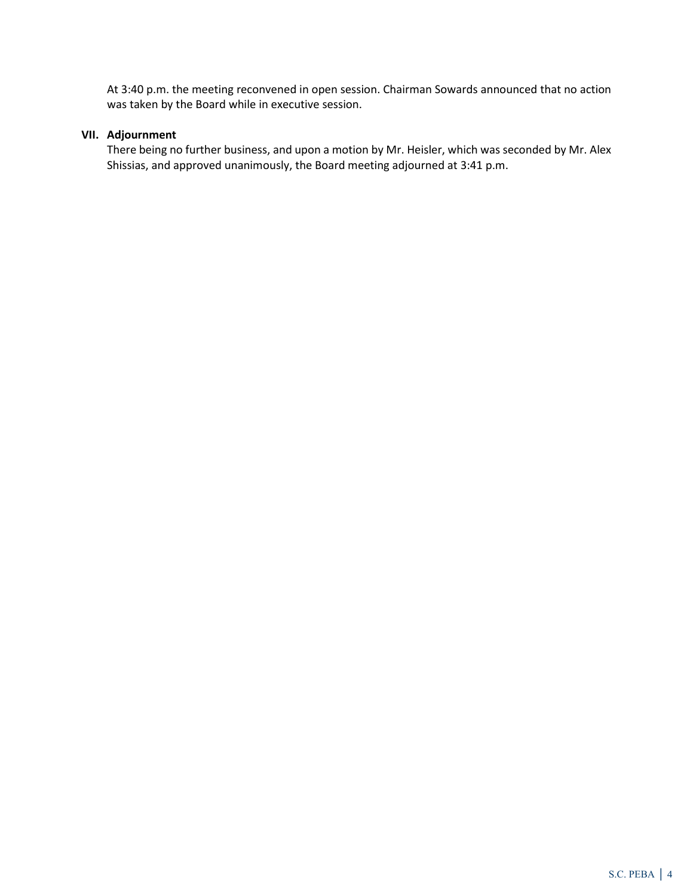At 3:40 p.m. the meeting reconvened in open session. Chairman Sowards announced that no action was taken by the Board while in executive session.

## VII. Adjournment

There being no further business, and upon a motion by Mr. Heisler, which was seconded by Mr. Alex Shissias, and approved unanimously, the Board meeting adjourned at 3:41 p.m.